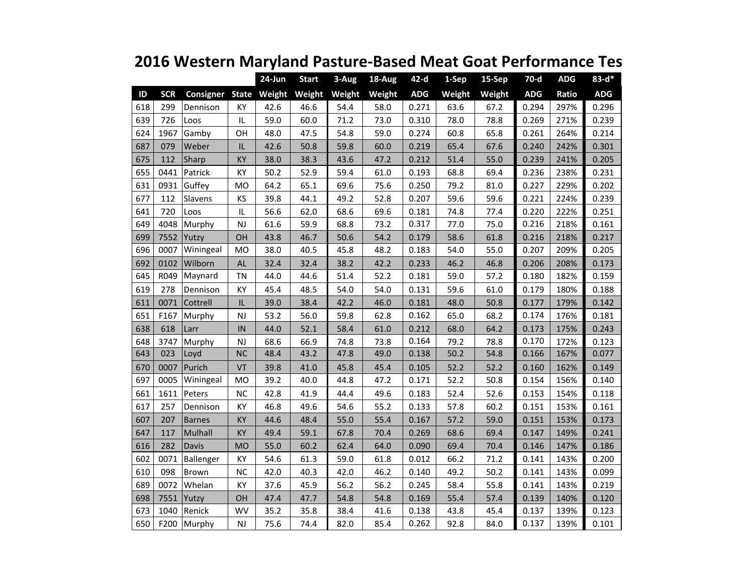# 2016 Western Maryland Pasture-Based Meat Goat Performance Tes

| | | | | 24-Jun | Start | 3-Aug | 18-Aug | 42-d | 1-Sep | 15-Sep | 70-d | ADG | 83-d* |
|---|---|---|---|---|---|---|---|---|---|---|---|---|---|
| ID | SCR | Consigner | State | Weight | Weight | Weight | Weight | ADG | Weight | Weight | ADG | Ratio | ADG |
| 618 | 299 | Dennison | KY | 42.6 | 46.6 | 54.4 | 58.0 | 0.271 | 63.6 | 67.2 | 0.294 | 297% | 0.296 |
| 639 | 726 | Loos | IL | 59.0 | 60.0 | 71.2 | 73.0 | 0.310 | 78.0 | 78.8 | 0.269 | 271% | 0.239 |
| 624 | 1967 | Gamby | OH | 48.0 | 47.5 | 54.8 | 59.0 | 0.274 | 60.8 | 65.8 | 0.261 | 264% | 0.214 |
| 687 | 079 | Weber | IL | 42.6 | 50.8 | 59.8 | 60.0 | 0.219 | 65.4 | 67.6 | 0.240 | 242% | 0.301 |
| 675 | 112 | Sharp | KY | 38.0 | 38.3 | 43.6 | 47.2 | 0.212 | 51.4 | 55.0 | 0.239 | 241% | 0.205 |
| 655 | 0441 | Patrick | KY | 50.2 | 52.9 | 59.4 | 61.0 | 0.193 | 68.8 | 69.4 | 0.236 | 238% | 0.231 |
| 631 | 0931 | Guffey | MO | 64.2 | 65.1 | 69.6 | 75.6 | 0.250 | 79.2 | 81.0 | 0.227 | 229% | 0.202 |
| 677 | 112 | Slavens | KS | 39.8 | 44.1 | 49.2 | 52.8 | 0.207 | 59.6 | 59.6 | 0.221 | 224% | 0.239 |
| 641 | 720 | Loos | IL | 56.6 | 62.0 | 68.6 | 69.6 | 0.181 | 74.8 | 77.4 | 0.220 | 222% | 0.251 |
| 649 | 4048 | Murphy | NJ | 61.6 | 59.9 | 68.8 | 73.2 | 0.317 | 77.0 | 75.0 | 0.216 | 218% | 0.161 |
| 699 | 7552 | Yutzy | OH | 43.8 | 46.7 | 50.6 | 54.2 | 0.179 | 58.6 | 61.8 | 0.216 | 218% | 0.217 |
| 696 | 0007 | Winingeal | MO | 38.0 | 40.5 | 45.8 | 48.2 | 0.183 | 54.0 | 55.0 | 0.207 | 209% | 0.205 |
| 692 | 0102 | Wilborn | AL | 32.4 | 32.4 | 38.2 | 42.2 | 0.233 | 46.2 | 46.8 | 0.206 | 208% | 0.173 |
| 645 | R049 | Maynard | TN | 44.0 | 44.6 | 51.4 | 52.2 | 0.181 | 59.0 | 57.2 | 0.180 | 182% | 0.159 |
| 619 | 278 | Dennison | KY | 45.4 | 48.5 | 54.0 | 54.0 | 0.131 | 59.6 | 61.0 | 0.179 | 180% | 0.188 |
| 611 | 0071 | Cottrell | IL | 39.0 | 38.4 | 42.2 | 46.0 | 0.181 | 48.0 | 50.8 | 0.177 | 179% | 0.142 |
| 651 | F167 | Murphy | NJ | 53.2 | 56.0 | 59.8 | 62.8 | 0.162 | 65.0 | 68.2 | 0.174 | 176% | 0.181 |
| 638 | 618 | Larr | IN | 44.0 | 52.1 | 58.4 | 61.0 | 0.212 | 68.0 | 64.2 | 0.173 | 175% | 0.243 |
| 648 | 3747 | Murphy | NJ | 68.6 | 66.9 | 74.8 | 73.8 | 0.164 | 79.2 | 78.8 | 0.170 | 172% | 0.123 |
| 643 | 023 | Loyd | NC | 48.4 | 43.2 | 47.8 | 49.0 | 0.138 | 50.2 | 54.8 | 0.166 | 167% | 0.077 |
| 670 | 0007 | Purich | VT | 39.8 | 41.0 | 45.8 | 45.4 | 0.105 | 52.2 | 52.2 | 0.160 | 162% | 0.149 |
| 697 | 0005 | Winingeal | MO | 39.2 | 40.0 | 44.8 | 47.2 | 0.171 | 52.2 | 50.8 | 0.154 | 156% | 0.140 |
| 661 | 1611 | Peters | NC | 42.8 | 41.9 | 44.4 | 49.6 | 0.183 | 52.4 | 52.6 | 0.153 | 154% | 0.118 |
| 617 | 257 | Dennison | KY | 46.8 | 49.6 | 54.6 | 55.2 | 0.133 | 57.8 | 60.2 | 0.151 | 153% | 0.161 |
| 607 | 207 | Barnes | KY | 44.6 | 48.4 | 55.0 | 55.4 | 0.167 | 57.2 | 59.0 | 0.151 | 153% | 0.173 |
| 647 | 117 | Mulhall | KY | 49.4 | 59.1 | 67.8 | 70.4 | 0.269 | 68.6 | 69.4 | 0.147 | 149% | 0.241 |
| 616 | 282 | Davis | MO | 55.0 | 60.2 | 62.4 | 64.0 | 0.090 | 69.4 | 70.4 | 0.146 | 147% | 0.186 |
| 602 | 0071 | Ballenger | KY | 54.6 | 61.3 | 59.0 | 61.8 | 0.012 | 66.2 | 71.2 | 0.141 | 143% | 0.200 |
| 610 | 098 | Brown | NC | 42.0 | 40.3 | 42.0 | 46.2 | 0.140 | 49.2 | 50.2 | 0.141 | 143% | 0.099 |
| 689 | 0072 | Whelan | KY | 37.6 | 45.9 | 56.2 | 56.2 | 0.245 | 58.4 | 55.8 | 0.141 | 143% | 0.219 |
| 698 | 7551 | Yutzy | OH | 47.4 | 47.7 | 54.8 | 54.8 | 0.169 | 55.4 | 57.4 | 0.139 | 140% | 0.120 |
| 673 | 1040 | Renick | WV | 35.2 | 35.8 | 38.4 | 41.6 | 0.138 | 43.8 | 45.4 | 0.137 | 139% | 0.123 |
| 650 | F200 | Murphy | NJ | 75.6 | 74.4 | 82.0 | 85.4 | 0.262 | 92.8 | 84.0 | 0.137 | 139% | 0.101 |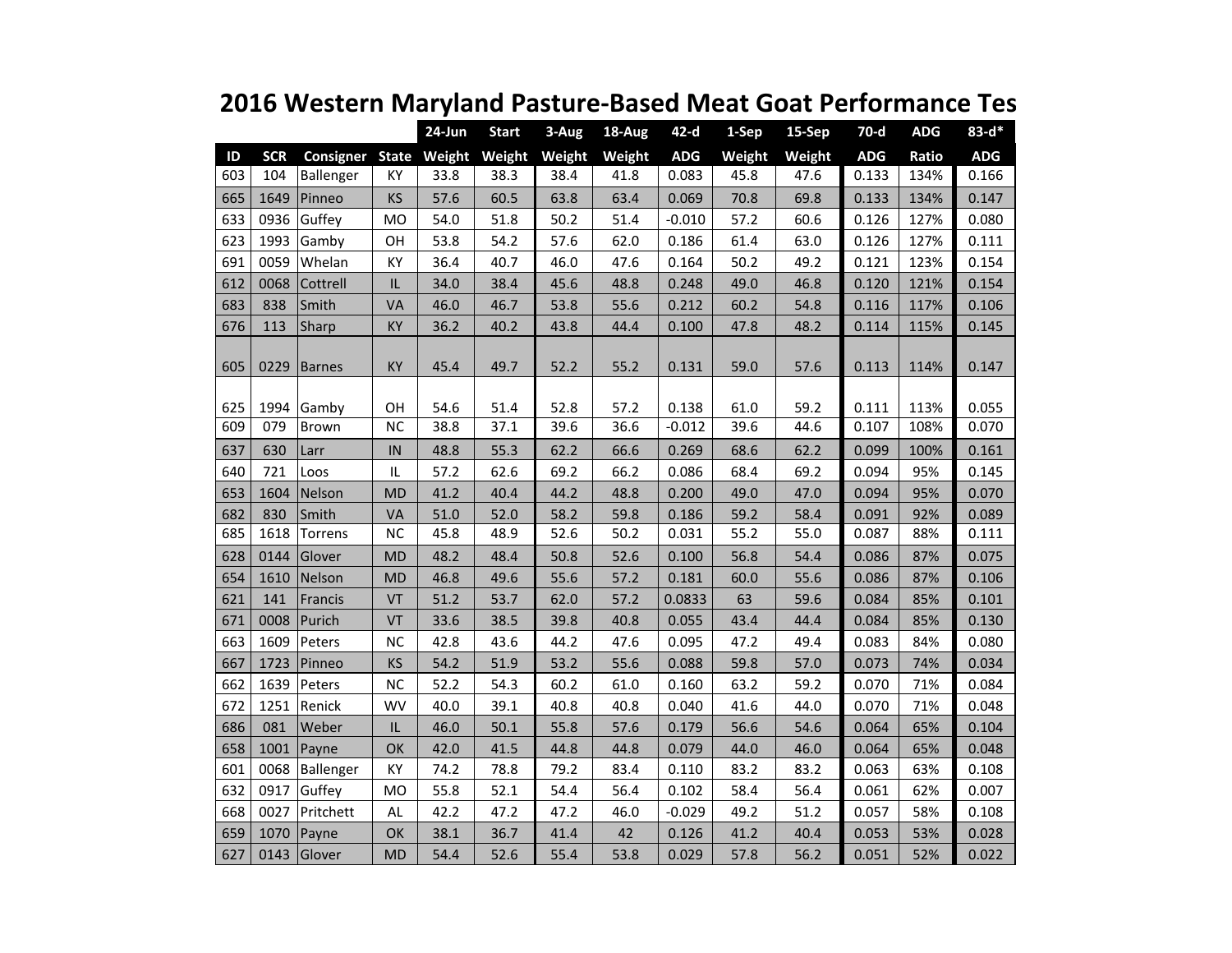# 2016 Western Maryland Pasture-Based Meat Goat Performance Tes

| | | | | 24-Jun | Start | 3-Aug | 18-Aug | 42-d | 1-Sep | 15-Sep | 70-d | ADG | 83-d* |
|---|---|---|---|---|---|---|---|---|---|---|---|---|---|
| ID | SCR | Consigner | State | Weight | Weight | Weight | Weight | ADG | Weight | Weight | ADG | Ratio | ADG |
| 603 | 104 | Ballenger | KY | 33.8 | 38.3 | 38.4 | 41.8 | 0.083 | 45.8 | 47.6 | 0.133 | 134% | 0.166 |
| 665 | 1649 | Pinneo | KS | 57.6 | 60.5 | 63.8 | 63.4 | 0.069 | 70.8 | 69.8 | 0.133 | 134% | 0.147 |
| 633 | 0936 | Guffey | MO | 54.0 | 51.8 | 50.2 | 51.4 | -0.010 | 57.2 | 60.6 | 0.126 | 127% | 0.080 |
| 623 | 1993 | Gamby | OH | 53.8 | 54.2 | 57.6 | 62.0 | 0.186 | 61.4 | 63.0 | 0.126 | 127% | 0.111 |
| 691 | 0059 | Whelan | KY | 36.4 | 40.7 | 46.0 | 47.6 | 0.164 | 50.2 | 49.2 | 0.121 | 123% | 0.154 |
| 612 | 0068 | Cottrell | IL | 34.0 | 38.4 | 45.6 | 48.8 | 0.248 | 49.0 | 46.8 | 0.120 | 121% | 0.154 |
| 683 | 838 | Smith | VA | 46.0 | 46.7 | 53.8 | 55.6 | 0.212 | 60.2 | 54.8 | 0.116 | 117% | 0.106 |
| 676 | 113 | Sharp | KY | 36.2 | 40.2 | 43.8 | 44.4 | 0.100 | 47.8 | 48.2 | 0.114 | 115% | 0.145 |
| 605 | 0229 | Barnes | KY | 45.4 | 49.7 | 52.2 | 55.2 | 0.131 | 59.0 | 57.6 | 0.113 | 114% | 0.147 |
| 625 | 1994 | Gamby | OH | 54.6 | 51.4 | 52.8 | 57.2 | 0.138 | 61.0 | 59.2 | 0.111 | 113% | 0.055 |
| 609 | 079 | Brown | NC | 38.8 | 37.1 | 39.6 | 36.6 | -0.012 | 39.6 | 44.6 | 0.107 | 108% | 0.070 |
| 637 | 630 | Larr | IN | 48.8 | 55.3 | 62.2 | 66.6 | 0.269 | 68.6 | 62.2 | 0.099 | 100% | 0.161 |
| 640 | 721 | Loos | IL | 57.2 | 62.6 | 69.2 | 66.2 | 0.086 | 68.4 | 69.2 | 0.094 | 95% | 0.145 |
| 653 | 1604 | Nelson | MD | 41.2 | 40.4 | 44.2 | 48.8 | 0.200 | 49.0 | 47.0 | 0.094 | 95% | 0.070 |
| 682 | 830 | Smith | VA | 51.0 | 52.0 | 58.2 | 59.8 | 0.186 | 59.2 | 58.4 | 0.091 | 92% | 0.089 |
| 685 | 1618 | Torrens | NC | 45.8 | 48.9 | 52.6 | 50.2 | 0.031 | 55.2 | 55.0 | 0.087 | 88% | 0.111 |
| 628 | 0144 | Glover | MD | 48.2 | 48.4 | 50.8 | 52.6 | 0.100 | 56.8 | 54.4 | 0.086 | 87% | 0.075 |
| 654 | 1610 | Nelson | MD | 46.8 | 49.6 | 55.6 | 57.2 | 0.181 | 60.0 | 55.6 | 0.086 | 87% | 0.106 |
| 621 | 141 | Francis | VT | 51.2 | 53.7 | 62.0 | 57.2 | 0.0833 | 63 | 59.6 | 0.084 | 85% | 0.101 |
| 671 | 0008 | Purich | VT | 33.6 | 38.5 | 39.8 | 40.8 | 0.055 | 43.4 | 44.4 | 0.084 | 85% | 0.130 |
| 663 | 1609 | Peters | NC | 42.8 | 43.6 | 44.2 | 47.6 | 0.095 | 47.2 | 49.4 | 0.083 | 84% | 0.080 |
| 667 | 1723 | Pinneo | KS | 54.2 | 51.9 | 53.2 | 55.6 | 0.088 | 59.8 | 57.0 | 0.073 | 74% | 0.034 |
| 662 | 1639 | Peters | NC | 52.2 | 54.3 | 60.2 | 61.0 | 0.160 | 63.2 | 59.2 | 0.070 | 71% | 0.084 |
| 672 | 1251 | Renick | WV | 40.0 | 39.1 | 40.8 | 40.8 | 0.040 | 41.6 | 44.0 | 0.070 | 71% | 0.048 |
| 686 | 081 | Weber | IL | 46.0 | 50.1 | 55.8 | 57.6 | 0.179 | 56.6 | 54.6 | 0.064 | 65% | 0.104 |
| 658 | 1001 | Payne | OK | 42.0 | 41.5 | 44.8 | 44.8 | 0.079 | 44.0 | 46.0 | 0.064 | 65% | 0.048 |
| 601 | 0068 | Ballenger | KY | 74.2 | 78.8 | 79.2 | 83.4 | 0.110 | 83.2 | 83.2 | 0.063 | 63% | 0.108 |
| 632 | 0917 | Guffey | MO | 55.8 | 52.1 | 54.4 | 56.4 | 0.102 | 58.4 | 56.4 | 0.061 | 62% | 0.007 |
| 668 | 0027 | Pritchett | AL | 42.2 | 47.2 | 47.2 | 46.0 | -0.029 | 49.2 | 51.2 | 0.057 | 58% | 0.108 |
| 659 | 1070 | Payne | OK | 38.1 | 36.7 | 41.4 | 42 | 0.126 | 41.2 | 40.4 | 0.053 | 53% | 0.028 |
| 627 | 0143 | Glover | MD | 54.4 | 52.6 | 55.4 | 53.8 | 0.029 | 57.8 | 56.2 | 0.051 | 52% | 0.022 |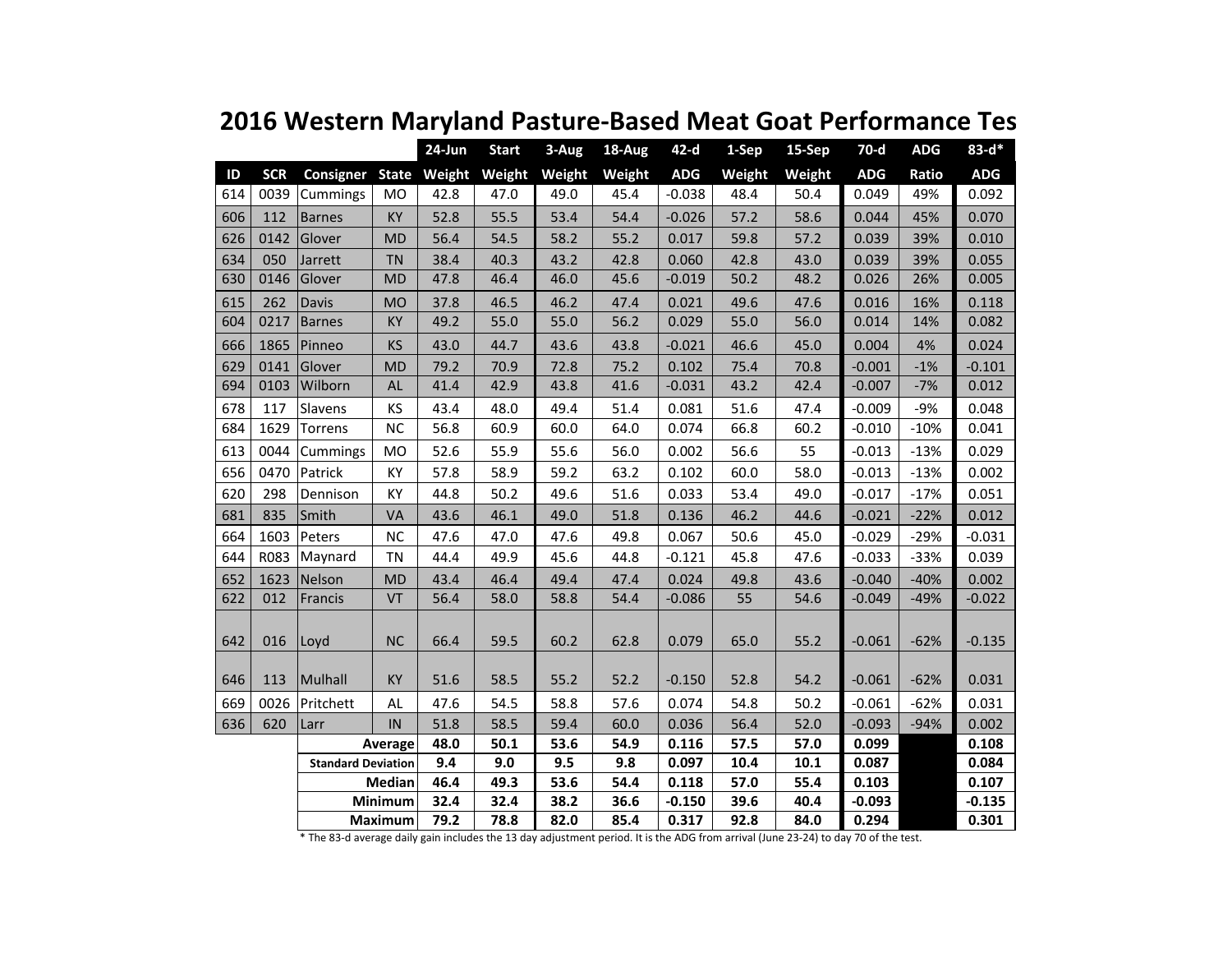# 2016 Western Maryland Pasture-Based Meat Goat Performance Tes

| | | | | 24-Jun | Start | 3-Aug | 18-Aug | 42-d | 1-Sep | 15-Sep | 70-d | ADG | 83-d* |
|---|---|---|---|---|---|---|---|---|---|---|---|---|---|
| ID | SCR | Consigner | State | Weight | Weight | Weight | Weight | ADG | Weight | Weight | ADG | Ratio | ADG |
| 614 | 0039 | Cummings | MO | 42.8 | 47.0 | 49.0 | 45.4 | -0.038 | 48.4 | 50.4 | 0.049 | 49% | 0.092 |
| 606 | 112 | Barnes | KY | 52.8 | 55.5 | 53.4 | 54.4 | -0.026 | 57.2 | 58.6 | 0.044 | 45% | 0.070 |
| 626 | 0142 | Glover | MD | 56.4 | 54.5 | 58.2 | 55.2 | 0.017 | 59.8 | 57.2 | 0.039 | 39% | 0.010 |
| 634 | 050 | Jarrett | TN | 38.4 | 40.3 | 43.2 | 42.8 | 0.060 | 42.8 | 43.0 | 0.039 | 39% | 0.055 |
| 630 | 0146 | Glover | MD | 47.8 | 46.4 | 46.0 | 45.6 | -0.019 | 50.2 | 48.2 | 0.026 | 26% | 0.005 |
| 615 | 262 | Davis | MO | 37.8 | 46.5 | 46.2 | 47.4 | 0.021 | 49.6 | 47.6 | 0.016 | 16% | 0.118 |
| 604 | 0217 | Barnes | KY | 49.2 | 55.0 | 55.0 | 56.2 | 0.029 | 55.0 | 56.0 | 0.014 | 14% | 0.082 |
| 666 | 1865 | Pinneo | KS | 43.0 | 44.7 | 43.6 | 43.8 | -0.021 | 46.6 | 45.0 | 0.004 | 4% | 0.024 |
| 629 | 0141 | Glover | MD | 79.2 | 70.9 | 72.8 | 75.2 | 0.102 | 75.4 | 70.8 | -0.001 | -1% | -0.101 |
| 694 | 0103 | Wilborn | AL | 41.4 | 42.9 | 43.8 | 41.6 | -0.031 | 43.2 | 42.4 | -0.007 | -7% | 0.012 |
| 678 | 117 | Slavens | KS | 43.4 | 48.0 | 49.4 | 51.4 | 0.081 | 51.6 | 47.4 | -0.009 | -9% | 0.048 |
| 684 | 1629 | Torrens | NC | 56.8 | 60.9 | 60.0 | 64.0 | 0.074 | 66.8 | 60.2 | -0.010 | -10% | 0.041 |
| 613 | 0044 | Cummings | MO | 52.6 | 55.9 | 55.6 | 56.0 | 0.002 | 56.6 | 55 | -0.013 | -13% | 0.029 |
| 656 | 0470 | Patrick | KY | 57.8 | 58.9 | 59.2 | 63.2 | 0.102 | 60.0 | 58.0 | -0.013 | -13% | 0.002 |
| 620 | 298 | Dennison | KY | 44.8 | 50.2 | 49.6 | 51.6 | 0.033 | 53.4 | 49.0 | -0.017 | -17% | 0.051 |
| 681 | 835 | Smith | VA | 43.6 | 46.1 | 49.0 | 51.8 | 0.136 | 46.2 | 44.6 | -0.021 | -22% | 0.012 |
| 664 | 1603 | Peters | NC | 47.6 | 47.0 | 47.6 | 49.8 | 0.067 | 50.6 | 45.0 | -0.029 | -29% | -0.031 |
| 644 | R083 | Maynard | TN | 44.4 | 49.9 | 45.6 | 44.8 | -0.121 | 45.8 | 47.6 | -0.033 | -33% | 0.039 |
| 652 | 1623 | Nelson | MD | 43.4 | 46.4 | 49.4 | 47.4 | 0.024 | 49.8 | 43.6 | -0.040 | -40% | 0.002 |
| 622 | 012 | Francis | VT | 56.4 | 58.0 | 58.8 | 54.4 | -0.086 | 55 | 54.6 | -0.049 | -49% | -0.022 |
| 642 | 016 | Loyd | NC | 66.4 | 59.5 | 60.2 | 62.8 | 0.079 | 65.0 | 55.2 | -0.061 | -62% | -0.135 |
| 646 | 113 | Mulhall | KY | 51.6 | 58.5 | 55.2 | 52.2 | -0.150 | 52.8 | 54.2 | -0.061 | -62% | 0.031 |
| 669 | 0026 | Pritchett | AL | 47.6 | 54.5 | 58.8 | 57.6 | 0.074 | 54.8 | 50.2 | -0.061 | -62% | 0.031 |
| 636 | 620 | Larr | IN | 51.8 | 58.5 | 59.4 | 60.0 | 0.036 | 56.4 | 52.0 | -0.093 | -94% | 0.002 |
| | | **Average** | | **48.0** | **50.1** | **53.6** | **54.9** | **0.116** | **57.5** | **57.0** | **0.099** | | **0.108** |
| | | **Standard Deviation** | | **9.4** | **9.0** | **9.5** | **9.8** | **0.097** | **10.4** | **10.1** | **0.087** | | **0.084** |
| | | **Median** | | **46.4** | **49.3** | **53.6** | **54.4** | **0.118** | **57.0** | **55.4** | **0.103** | | **0.107** |
| | | **Minimum** | | **32.4** | **32.4** | **38.2** | **36.6** | **-0.150** | **39.6** | **40.4** | **-0.093** | | **-0.135** |
| | | **Maximum** | | **79.2** | **78.8** | **82.0** | **85.4** | **0.317** | **92.8** | **84.0** | **0.294** | | **0.301** |

* The 83-d average daily gain includes the 13 day adjustment period. It is the ADG from arrival (June 23-24) to day 70 of the test.